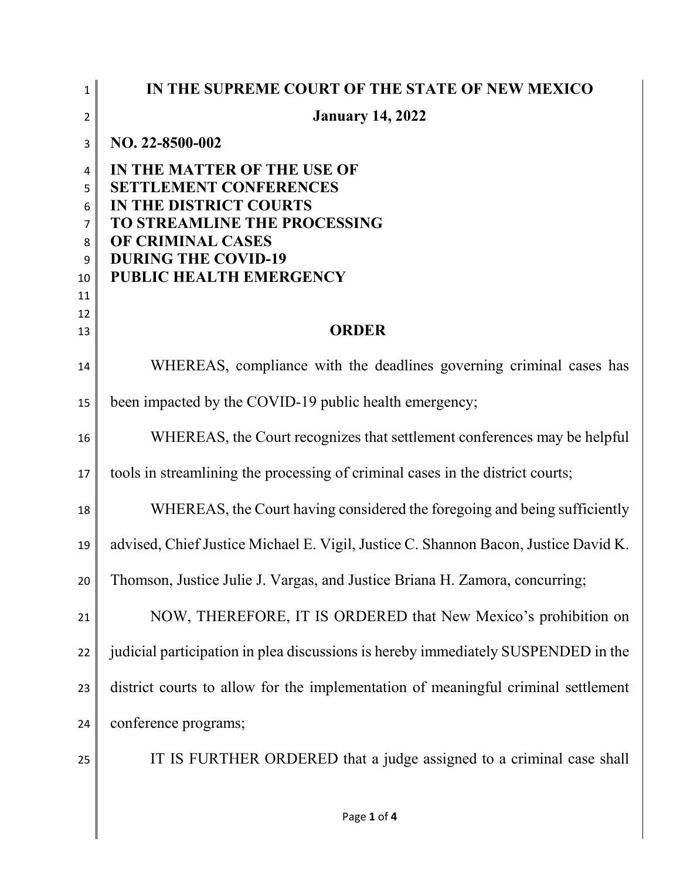**IN THE SUPREME COURT OF THE STATE OF NEW MEXICO**

**January 14, 2022**

**NO. 22-8500-002**

**IN THE MATTER OF THE USE OF SETTLEMENT CONFERENCES IN THE DISTRICT COURTS TO STREAMLINE THE PROCESSING OF CRIMINAL CASES DURING THE COVID-19 PUBLIC HEALTH EMERGENCY**

## ORDER

WHEREAS, compliance with the deadlines governing criminal cases has been impacted by the COVID-19 public health emergency;

WHEREAS, the Court recognizes that settlement conferences may be helpful tools in streamlining the processing of criminal cases in the district courts;

WHEREAS, the Court having considered the foregoing and being sufficiently advised, Chief Justice Michael E. Vigil, Justice C. Shannon Bacon, Justice David K. Thomson, Justice Julie J. Vargas, and Justice Briana H. Zamora, concurring;

NOW, THEREFORE, IT IS ORDERED that New Mexico's prohibition on judicial participation in plea discussions is hereby immediately SUSPENDED in the district courts to allow for the implementation of meaningful criminal settlement conference programs;

IT IS FURTHER ORDERED that a judge assigned to a criminal case shall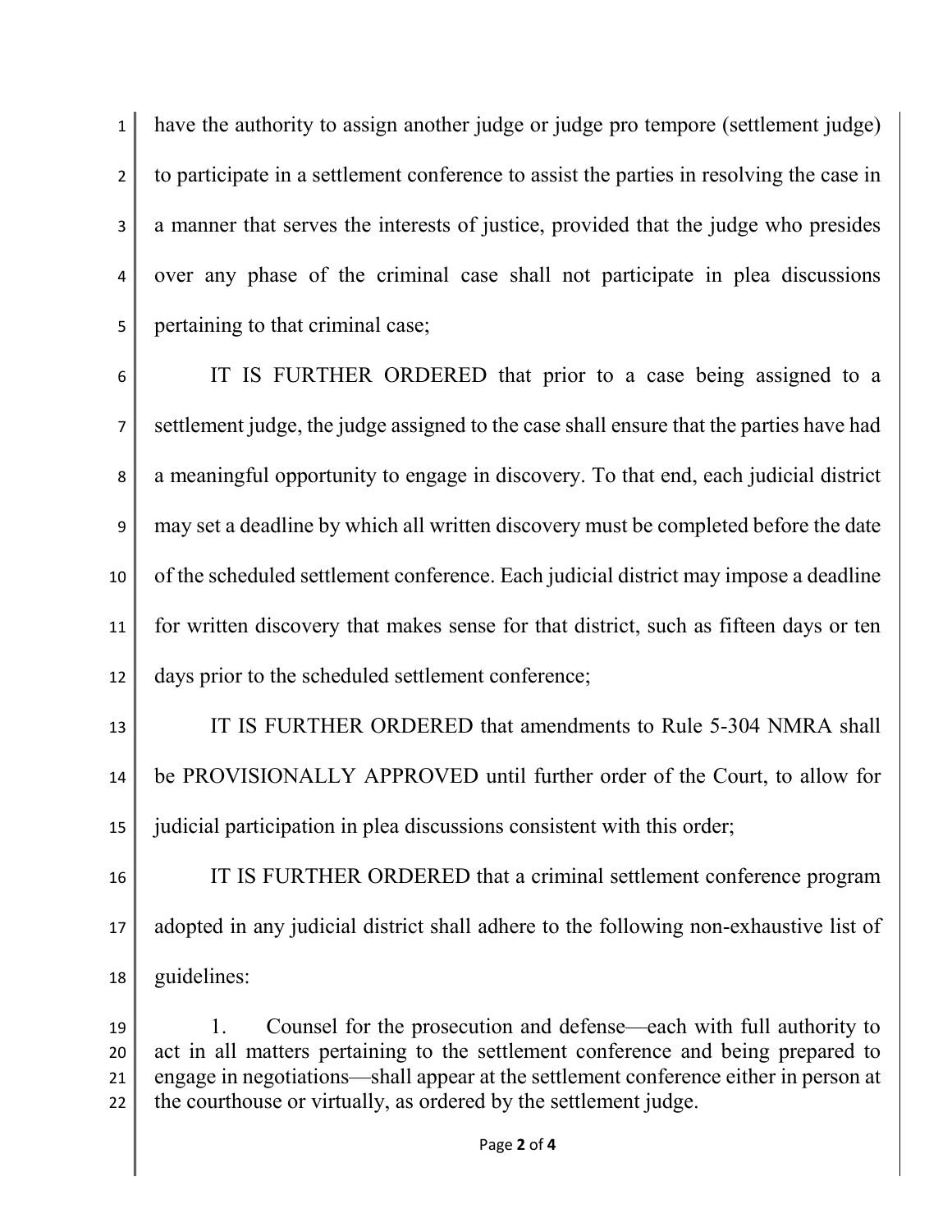have the authority to assign another judge or judge pro tempore (settlement judge) to participate in a settlement conference to assist the parties in resolving the case in a manner that serves the interests of justice, provided that the judge who presides over any phase of the criminal case shall not participate in plea discussions pertaining to that criminal case;

IT IS FURTHER ORDERED that prior to a case being assigned to a settlement judge, the judge assigned to the case shall ensure that the parties have had a meaningful opportunity to engage in discovery. To that end, each judicial district may set a deadline by which all written discovery must be completed before the date of the scheduled settlement conference. Each judicial district may impose a deadline for written discovery that makes sense for that district, such as fifteen days or ten days prior to the scheduled settlement conference;

IT IS FURTHER ORDERED that amendments to Rule 5-304 NMRA shall be PROVISIONALLY APPROVED until further order of the Court, to allow for judicial participation in plea discussions consistent with this order;

IT IS FURTHER ORDERED that a criminal settlement conference program adopted in any judicial district shall adhere to the following non-exhaustive list of guidelines:

1. Counsel for the prosecution and defense—each with full authority to act in all matters pertaining to the settlement conference and being prepared to engage in negotiations—shall appear at the settlement conference either in person at the courthouse or virtually, as ordered by the settlement judge.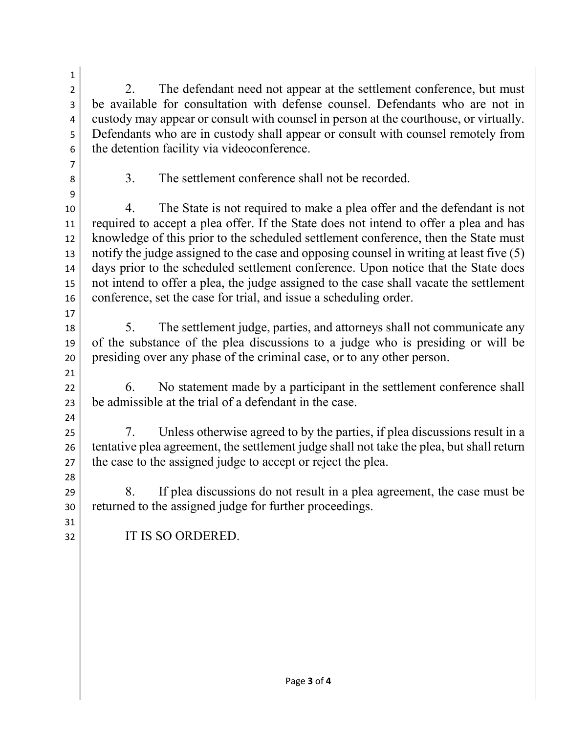2. The defendant need not appear at the settlement conference, but must be available for consultation with defense counsel. Defendants who are not in custody may appear or consult with counsel in person at the courthouse, or virtually. Defendants who are in custody shall appear or consult with counsel remotely from the detention facility via videoconference.

3. The settlement conference shall not be recorded.

4. The State is not required to make a plea offer and the defendant is not required to accept a plea offer. If the State does not intend to offer a plea and has knowledge of this prior to the scheduled settlement conference, then the State must notify the judge assigned to the case and opposing counsel in writing at least five (5) days prior to the scheduled settlement conference. Upon notice that the State does not intend to offer a plea, the judge assigned to the case shall vacate the settlement conference, set the case for trial, and issue a scheduling order.

5. The settlement judge, parties, and attorneys shall not communicate any of the substance of the plea discussions to a judge who is presiding or will be presiding over any phase of the criminal case, or to any other person.

6. No statement made by a participant in the settlement conference shall be admissible at the trial of a defendant in the case.

7. Unless otherwise agreed to by the parties, if plea discussions result in a tentative plea agreement, the settlement judge shall not take the plea, but shall return the case to the assigned judge to accept or reject the plea.

8. If plea discussions do not result in a plea agreement, the case must be returned to the assigned judge for further proceedings.

IT IS SO ORDERED.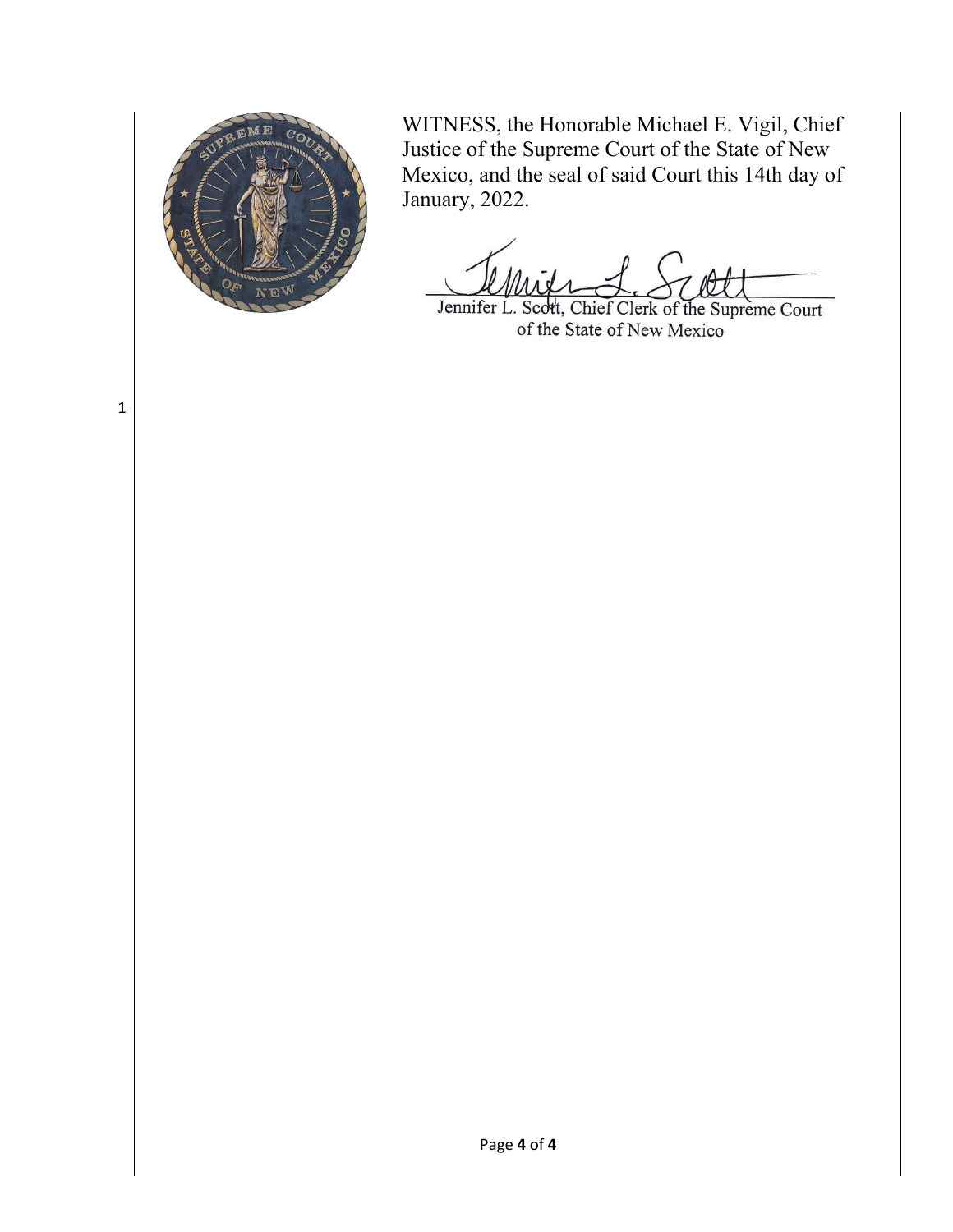WITNESS, the Honorable Michael E. Vigil, Chief Justice of the Supreme Court of the State of New Mexico, and the seal of said Court this 14th day of January, 2022.

Jennifer L. Scott, Chief Clerk of the Supreme Court of the State of New Mexico